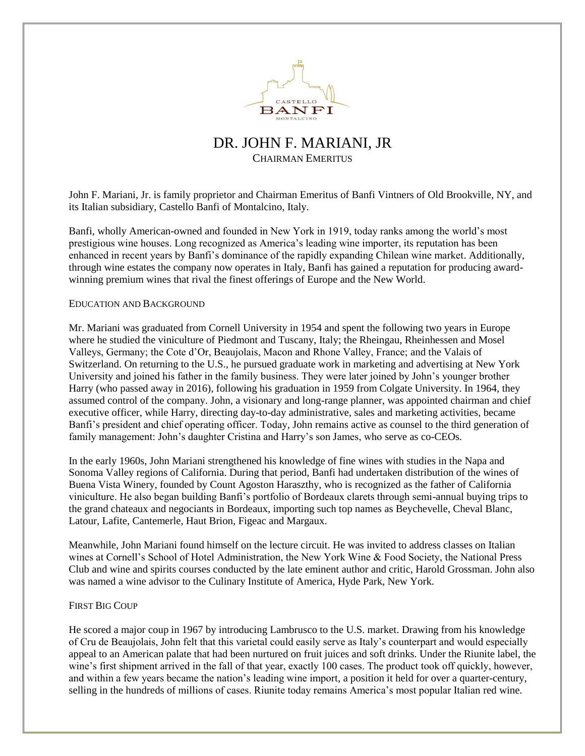# DR. JOHN F. MARIANI, JR

CHAIRMAN EMERITUS

John F. Mariani, Jr. is family proprietor and Chairman Emeritus of Banfi Vintners of Old Brookville, NY, and its Italian subsidiary, Castello Banfi of Montalcino, Italy.

Banfi, wholly American-owned and founded in New York in 1919, today ranks among the world's most prestigious wine houses. Long recognized as America's leading wine importer, its reputation has been enhanced in recent years by Banfi's dominance of the rapidly expanding Chilean wine market. Additionally, through wine estates the company now operates in Italy, Banfi has gained a reputation for producing award-winning premium wines that rival the finest offerings of Europe and the New World.

## EDUCATION AND BACKGROUND

Mr. Mariani was graduated from Cornell University in 1954 and spent the following two years in Europe where he studied the viniculture of Piedmont and Tuscany, Italy; the Rheingau, Rheinhessen and Mosel Valleys, Germany; the Cote d'Or, Beaujolais, Macon and Rhone Valley, France; and the Valais of Switzerland. On returning to the U.S., he pursued graduate work in marketing and advertising at New York University and joined his father in the family business. They were later joined by John's younger brother Harry (who passed away in 2016), following his graduation in 1959 from Colgate University. In 1964, they assumed control of the company. John, a visionary and long-range planner, was appointed chairman and chief executive officer, while Harry, directing day-to-day administrative, sales and marketing activities, became Banfi's president and chief operating officer. Today, John remains active as counsel to the third generation of family management: John's daughter Cristina and Harry's son James, who serve as co-CEOs.

In the early 1960s, John Mariani strengthened his knowledge of fine wines with studies in the Napa and Sonoma Valley regions of California. During that period, Banfi had undertaken distribution of the wines of Buena Vista Winery, founded by Count Agoston Haraszthy, who is recognized as the father of California viniculture. He also began building Banfi's portfolio of Bordeaux clarets through semi-annual buying trips to the grand chateaux and negociants in Bordeaux, importing such top names as Beychevelle, Cheval Blanc, Latour, Lafite, Cantemerle, Haut Brion, Figeac and Margaux.

Meanwhile, John Mariani found himself on the lecture circuit. He was invited to address classes on Italian wines at Cornell's School of Hotel Administration, the New York Wine & Food Society, the National Press Club and wine and spirits courses conducted by the late eminent author and critic, Harold Grossman. John also was named a wine advisor to the Culinary Institute of America, Hyde Park, New York.

## FIRST BIG COUP

He scored a major coup in 1967 by introducing Lambrusco to the U.S. market. Drawing from his knowledge of Cru de Beaujolais, John felt that this varietal could easily serve as Italy's counterpart and would especially appeal to an American palate that had been nurtured on fruit juices and soft drinks. Under the Riunite label, the wine's first shipment arrived in the fall of that year, exactly 100 cases. The product took off quickly, however, and within a few years became the nation's leading wine import, a position it held for over a quarter-century, selling in the hundreds of millions of cases. Riunite today remains America's most popular Italian red wine.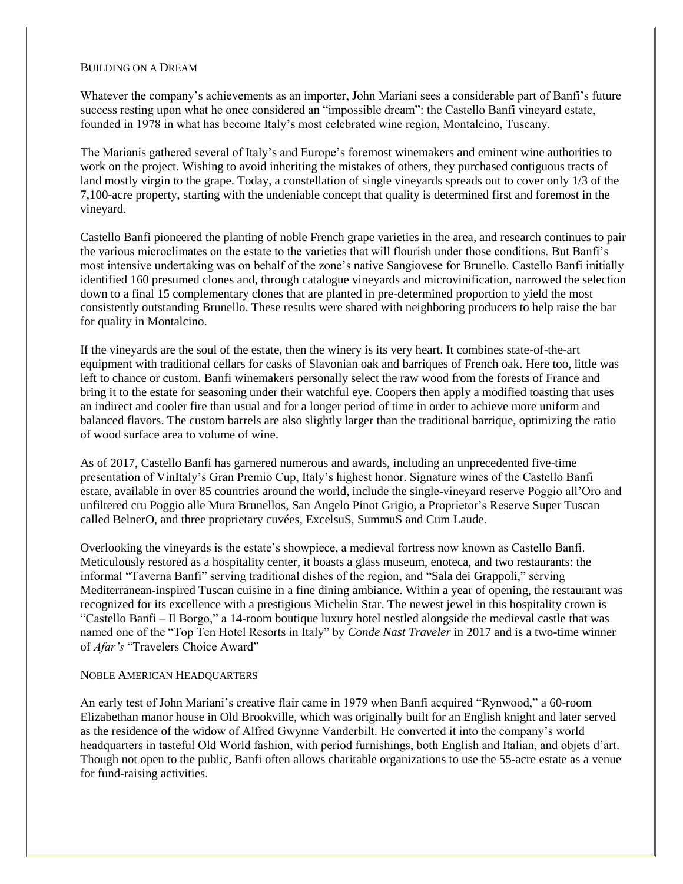## Building on a Dream

Whatever the company's achievements as an importer, John Mariani sees a considerable part of Banfi's future success resting upon what he once considered an "impossible dream": the Castello Banfi vineyard estate, founded in 1978 in what has become Italy's most celebrated wine region, Montalcino, Tuscany.

The Marianis gathered several of Italy's and Europe's foremost winemakers and eminent wine authorities to work on the project. Wishing to avoid inheriting the mistakes of others, they purchased contiguous tracts of land mostly virgin to the grape. Today, a constellation of single vineyards spreads out to cover only 1/3 of the 7,100-acre property, starting with the undeniable concept that quality is determined first and foremost in the vineyard.

Castello Banfi pioneered the planting of noble French grape varieties in the area, and research continues to pair the various microclimates on the estate to the varieties that will flourish under those conditions. But Banfi's most intensive undertaking was on behalf of the zone's native Sangiovese for Brunello. Castello Banfi initially identified 160 presumed clones and, through catalogue vineyards and microvinification, narrowed the selection down to a final 15 complementary clones that are planted in pre-determined proportion to yield the most consistently outstanding Brunello. These results were shared with neighboring producers to help raise the bar for quality in Montalcino.

If the vineyards are the soul of the estate, then the winery is its very heart. It combines state-of-the-art equipment with traditional cellars for casks of Slavonian oak and barriques of French oak. Here too, little was left to chance or custom. Banfi winemakers personally select the raw wood from the forests of France and bring it to the estate for seasoning under their watchful eye. Coopers then apply a modified toasting that uses an indirect and cooler fire than usual and for a longer period of time in order to achieve more uniform and balanced flavors. The custom barrels are also slightly larger than the traditional barrique, optimizing the ratio of wood surface area to volume of wine.

As of 2017, Castello Banfi has garnered numerous and awards, including an unprecedented five-time presentation of VinItaly's Gran Premio Cup, Italy's highest honor. Signature wines of the Castello Banfi estate, available in over 85 countries around the world, include the single-vineyard reserve Poggio all'Oro and unfiltered cru Poggio alle Mura Brunellos, San Angelo Pinot Grigio, a Proprietor's Reserve Super Tuscan called BelnerO, and three proprietary cuvées, ExcelsuS, SummuS and Cum Laude.

Overlooking the vineyards is the estate's showpiece, a medieval fortress now known as Castello Banfi. Meticulously restored as a hospitality center, it boasts a glass museum, enoteca, and two restaurants: the informal "Taverna Banfi" serving traditional dishes of the region, and "Sala dei Grappoli," serving Mediterranean-inspired Tuscan cuisine in a fine dining ambiance. Within a year of opening, the restaurant was recognized for its excellence with a prestigious Michelin Star. The newest jewel in this hospitality crown is "Castello Banfi – Il Borgo," a 14-room boutique luxury hotel nestled alongside the medieval castle that was named one of the "Top Ten Hotel Resorts in Italy" by *Conde Nast Traveler* in 2017 and is a two-time winner of *Afar's* "Travelers Choice Award"

## Noble American Headquarters

An early test of John Mariani's creative flair came in 1979 when Banfi acquired "Rynwood," a 60-room Elizabethan manor house in Old Brookville, which was originally built for an English knight and later served as the residence of the widow of Alfred Gwynne Vanderbilt. He converted it into the company's world headquarters in tasteful Old World fashion, with period furnishings, both English and Italian, and objets d'art. Though not open to the public, Banfi often allows charitable organizations to use the 55-acre estate as a venue for fund-raising activities.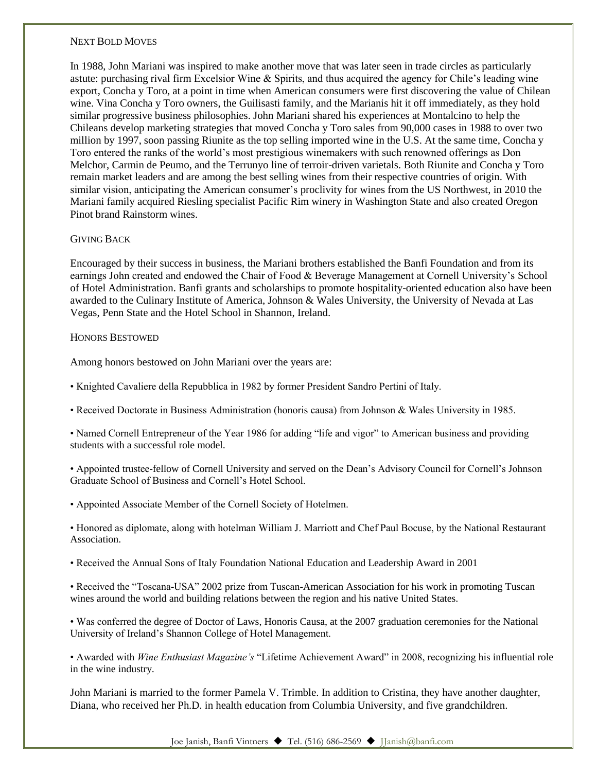## NEXT BOLD MOVES

In 1988, John Mariani was inspired to make another move that was later seen in trade circles as particularly astute: purchasing rival firm Excelsior Wine & Spirits, and thus acquired the agency for Chile's leading wine export, Concha y Toro, at a point in time when American consumers were first discovering the value of Chilean wine. Vina Concha y Toro owners, the Guilisasti family, and the Marianis hit it off immediately, as they hold similar progressive business philosophies. John Mariani shared his experiences at Montalcino to help the Chileans develop marketing strategies that moved Concha y Toro sales from 90,000 cases in 1988 to over two million by 1997, soon passing Riunite as the top selling imported wine in the U.S. At the same time, Concha y Toro entered the ranks of the world's most prestigious winemakers with such renowned offerings as Don Melchor, Carmin de Peumo, and the Terrunyo line of terroir-driven varietals. Both Riunite and Concha y Toro remain market leaders and are among the best selling wines from their respective countries of origin. With similar vision, anticipating the American consumer's proclivity for wines from the US Northwest, in 2010 the Mariani family acquired Riesling specialist Pacific Rim winery in Washington State and also created Oregon Pinot brand Rainstorm wines.

## GIVING BACK

Encouraged by their success in business, the Mariani brothers established the Banfi Foundation and from its earnings John created and endowed the Chair of Food & Beverage Management at Cornell University's School of Hotel Administration. Banfi grants and scholarships to promote hospitality-oriented education also have been awarded to the Culinary Institute of America, Johnson & Wales University, the University of Nevada at Las Vegas, Penn State and the Hotel School in Shannon, Ireland.

## HONORS BESTOWED

Among honors bestowed on John Mariani over the years are:

- Knighted Cavaliere della Repubblica in 1982 by former President Sandro Pertini of Italy.
- Received Doctorate in Business Administration (honoris causa) from Johnson & Wales University in 1985.
- Named Cornell Entrepreneur of the Year 1986 for adding "life and vigor" to American business and providing students with a successful role model.
- Appointed trustee-fellow of Cornell University and served on the Dean's Advisory Council for Cornell's Johnson Graduate School of Business and Cornell's Hotel School.
- Appointed Associate Member of the Cornell Society of Hotelmen.
- Honored as diplomate, along with hotelman William J. Marriott and Chef Paul Bocuse, by the National Restaurant Association.
- Received the Annual Sons of Italy Foundation National Education and Leadership Award in 2001
- Received the "Toscana-USA" 2002 prize from Tuscan-American Association for his work in promoting Tuscan wines around the world and building relations between the region and his native United States.
- Was conferred the degree of Doctor of Laws, Honoris Causa, at the 2007 graduation ceremonies for the National University of Ireland's Shannon College of Hotel Management.
- Awarded with *Wine Enthusiast Magazine's* "Lifetime Achievement Award" in 2008, recognizing his influential role in the wine industry.

John Mariani is married to the former Pamela V. Trimble. In addition to Cristina, they have another daughter, Diana, who received her Ph.D. in health education from Columbia University, and five grandchildren.

Joe Janish, Banfi Vintners ◆ Tel. (516) 686-2569 ◆ JJanish@banfi.com